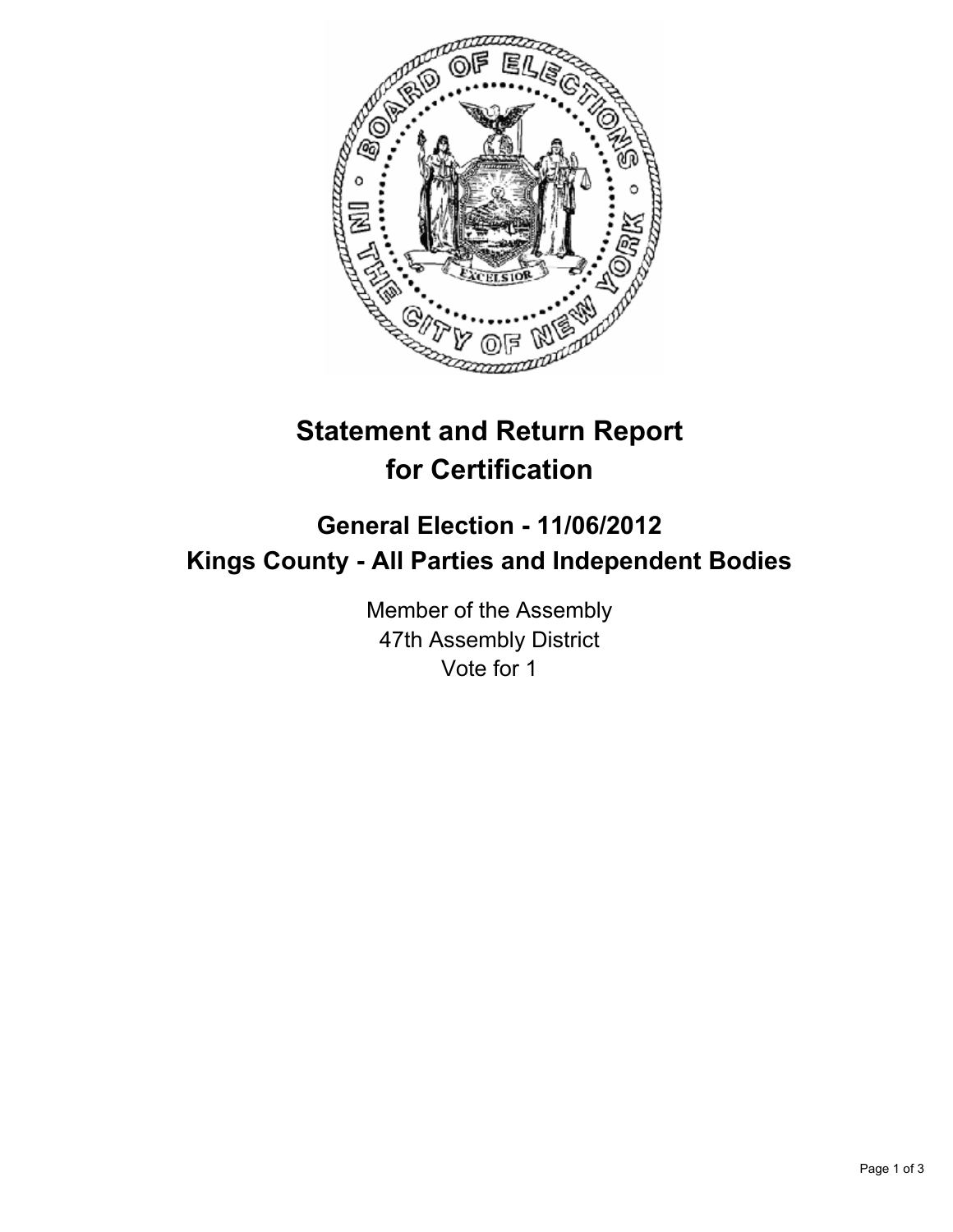# Statement and Return Report for Certification

## General Election - 11/06/2012
## Kings County - All Parties and Independent Bodies

Member of the Assembly
47th Assembly District
Vote for 1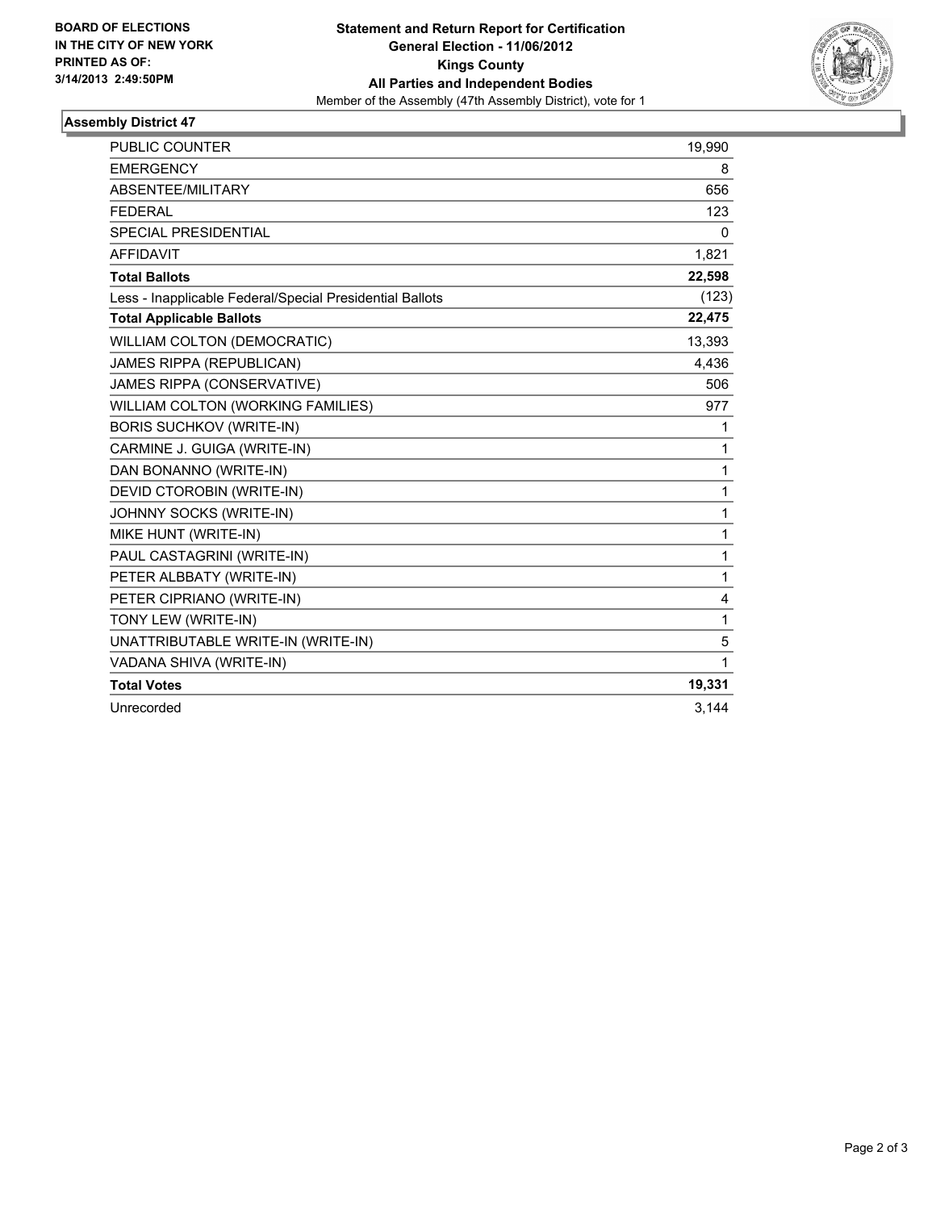**BOARD OF ELECTIONS IN THE CITY OF NEW YORK PRINTED AS OF: 3/14/2013 2:49:50PM**

**Statement and Return Report for Certification**
**General Election - 11/06/2012**
**Kings County**
**All Parties and Independent Bodies**
Member of the Assembly (47th Assembly District), vote for 1

## Assembly District 47

| | |
|---|---|
| PUBLIC COUNTER | 19,990 |
| EMERGENCY | 8 |
| ABSENTEE/MILITARY | 656 |
| FEDERAL | 123 |
| SPECIAL PRESIDENTIAL | 0 |
| AFFIDAVIT | 1,821 |
| **Total Ballots** | **22,598** |
| Less - Inapplicable Federal/Special Presidential Ballots | (123) |
| **Total Applicable Ballots** | **22,475** |
| WILLIAM COLTON (DEMOCRATIC) | 13,393 |
| JAMES RIPPA (REPUBLICAN) | 4,436 |
| JAMES RIPPA (CONSERVATIVE) | 506 |
| WILLIAM COLTON (WORKING FAMILIES) | 977 |
| BORIS SUCHKOV (WRITE-IN) | 1 |
| CARMINE J. GUIGA (WRITE-IN) | 1 |
| DAN BONANNO (WRITE-IN) | 1 |
| DEVID CTOROBIN (WRITE-IN) | 1 |
| JOHNNY SOCKS (WRITE-IN) | 1 |
| MIKE HUNT (WRITE-IN) | 1 |
| PAUL CASTAGRINI (WRITE-IN) | 1 |
| PETER ALBBATY (WRITE-IN) | 1 |
| PETER CIPRIANO (WRITE-IN) | 4 |
| TONY LEW (WRITE-IN) | 1 |
| UNATTRIBUTABLE WRITE-IN (WRITE-IN) | 5 |
| VADANA SHIVA (WRITE-IN) | 1 |
| **Total Votes** | **19,331** |
| Unrecorded | 3,144 |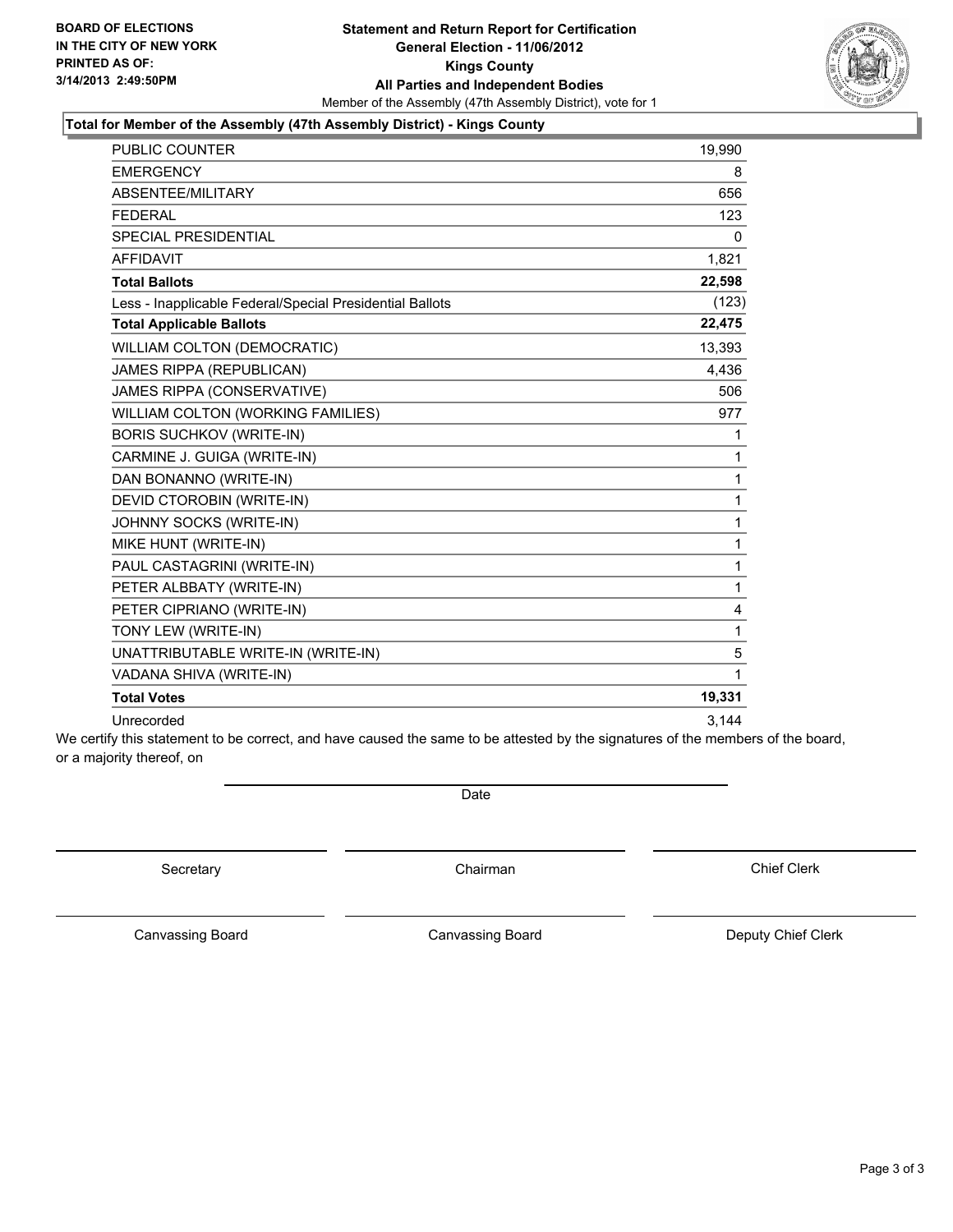**BOARD OF ELECTIONS IN THE CITY OF NEW YORK**
**PRINTED AS OF: 3/14/2013 2:49:50PM**

**Statement and Return Report for Certification**
**General Election - 11/06/2012**
**Kings County**
**All Parties and Independent Bodies**
Member of the Assembly (47th Assembly District), vote for 1

**Total for Member of the Assembly (47th Assembly District) - Kings County**

| | |
|---|---|
| PUBLIC COUNTER | 19,990 |
| EMERGENCY | 8 |
| ABSENTEE/MILITARY | 656 |
| FEDERAL | 123 |
| SPECIAL PRESIDENTIAL | 0 |
| AFFIDAVIT | 1,821 |
| **Total Ballots** | **22,598** |
| Less - Inapplicable Federal/Special Presidential Ballots | (123) |
| **Total Applicable Ballots** | **22,475** |
| WILLIAM COLTON (DEMOCRATIC) | 13,393 |
| JAMES RIPPA (REPUBLICAN) | 4,436 |
| JAMES RIPPA (CONSERVATIVE) | 506 |
| WILLIAM COLTON (WORKING FAMILIES) | 977 |
| BORIS SUCHKOV (WRITE-IN) | 1 |
| CARMINE J. GUIGA (WRITE-IN) | 1 |
| DAN BONANNO (WRITE-IN) | 1 |
| DEVID CTOROBIN (WRITE-IN) | 1 |
| JOHNNY SOCKS (WRITE-IN) | 1 |
| MIKE HUNT (WRITE-IN) | 1 |
| PAUL CASTAGRINI (WRITE-IN) | 1 |
| PETER ALBBATY (WRITE-IN) | 1 |
| PETER CIPRIANO (WRITE-IN) | 4 |
| TONY LEW (WRITE-IN) | 1 |
| UNATTRIBUTABLE WRITE-IN (WRITE-IN) | 5 |
| VADANA SHIVA (WRITE-IN) | 1 |
| **Total Votes** | **19,331** |
| Unrecorded | 3,144 |

We certify this statement to be correct, and have caused the same to be attested by the signatures of the members of the board, or a majority thereof, on

Date

Secretary

Chairman

Chief Clerk

Canvassing Board

Canvassing Board

Deputy Chief Clerk